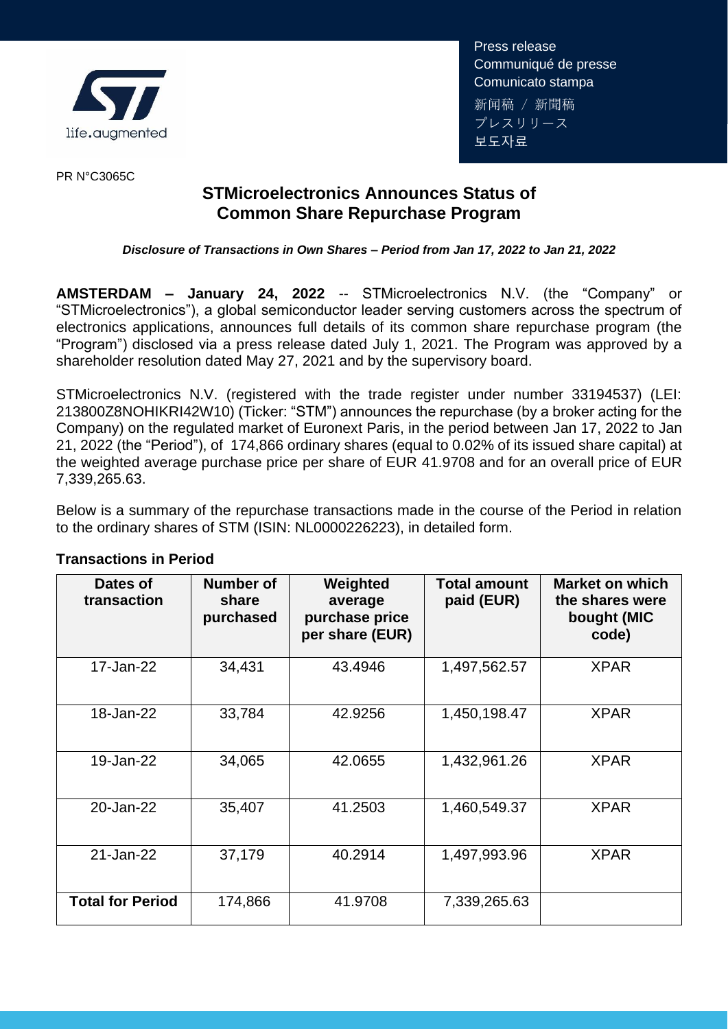Press release
Communiqué de presse
Comunicato stampa
新闻稿 / 新聞稿
プレスリリース
보도자료

PR N°C3065C

# STMicroelectronics Announces Status of Common Share Repurchase Program

***Disclosure of Transactions in Own Shares – Period from Jan 17, 2022 to Jan 21, 2022***

**AMSTERDAM – January 24, 2022** -- STMicroelectronics N.V. (the "Company" or "STMicroelectronics"), a global semiconductor leader serving customers across the spectrum of electronics applications, announces full details of its common share repurchase program (the "Program") disclosed via a press release dated July 1, 2021. The Program was approved by a shareholder resolution dated May 27, 2021 and by the supervisory board.

STMicroelectronics N.V. (registered with the trade register under number 33194537) (LEI: 213800Z8NOHIKRI42W10) (Ticker: "STM") announces the repurchase (by a broker acting for the Company) on the regulated market of Euronext Paris, in the period between Jan 17, 2022 to Jan 21, 2022 (the "Period"), of 174,866 ordinary shares (equal to 0.02% of its issued share capital) at the weighted average purchase price per share of EUR 41.9708 and for an overall price of EUR 7,339,265.63.

Below is a summary of the repurchase transactions made in the course of the Period in relation to the ordinary shares of STM (ISIN: NL0000226223), in detailed form.

**Transactions in Period**

| Dates of transaction | Number of share purchased | Weighted average purchase price per share (EUR) | Total amount paid (EUR) | Market on which the shares were bought (MIC code) |
|---|---|---|---|---|
| 17-Jan-22 | 34,431 | 43.4946 | 1,497,562.57 | XPAR |
| 18-Jan-22 | 33,784 | 42.9256 | 1,450,198.47 | XPAR |
| 19-Jan-22 | 34,065 | 42.0655 | 1,432,961.26 | XPAR |
| 20-Jan-22 | 35,407 | 41.2503 | 1,460,549.37 | XPAR |
| 21-Jan-22 | 37,179 | 40.2914 | 1,497,993.96 | XPAR |
| **Total for Period** | 174,866 | 41.9708 | 7,339,265.63 | |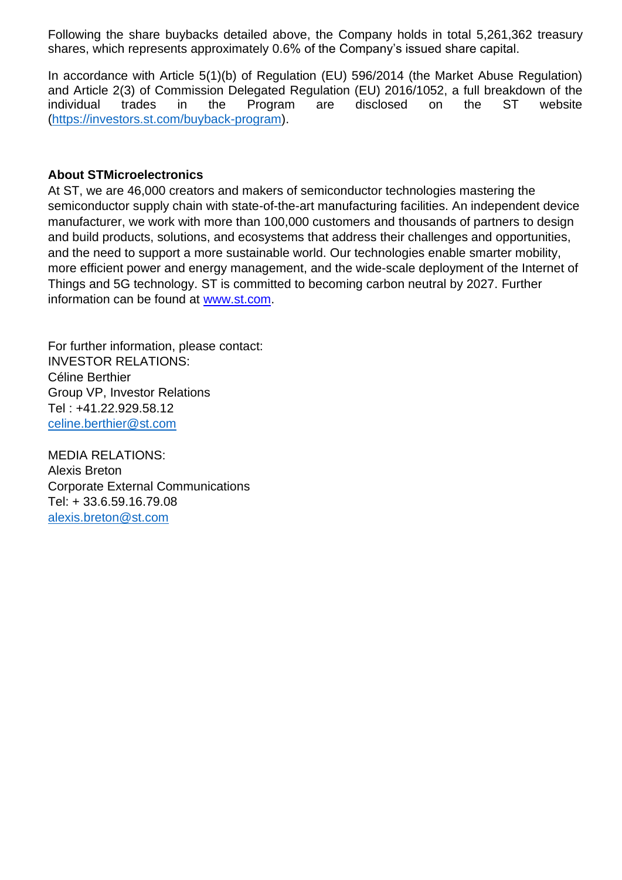Following the share buybacks detailed above, the Company holds in total 5,261,362 treasury shares, which represents approximately 0.6% of the Company's issued share capital.

In accordance with Article 5(1)(b) of Regulation (EU) 596/2014 (the Market Abuse Regulation) and Article 2(3) of Commission Delegated Regulation (EU) 2016/1052, a full breakdown of the individual trades in the Program are disclosed on the ST website (https://investors.st.com/buyback-program).

**About STMicroelectronics**

At ST, we are 46,000 creators and makers of semiconductor technologies mastering the semiconductor supply chain with state-of-the-art manufacturing facilities. An independent device manufacturer, we work with more than 100,000 customers and thousands of partners to design and build products, solutions, and ecosystems that address their challenges and opportunities, and the need to support a more sustainable world. Our technologies enable smarter mobility, more efficient power and energy management, and the wide-scale deployment of the Internet of Things and 5G technology. ST is committed to becoming carbon neutral by 2027. Further information can be found at www.st.com.

For further information, please contact:
INVESTOR RELATIONS:
Céline Berthier
Group VP, Investor Relations
Tel : +41.22.929.58.12
celine.berthier@st.com

MEDIA RELATIONS:
Alexis Breton
Corporate External Communications
Tel: + 33.6.59.16.79.08
alexis.breton@st.com